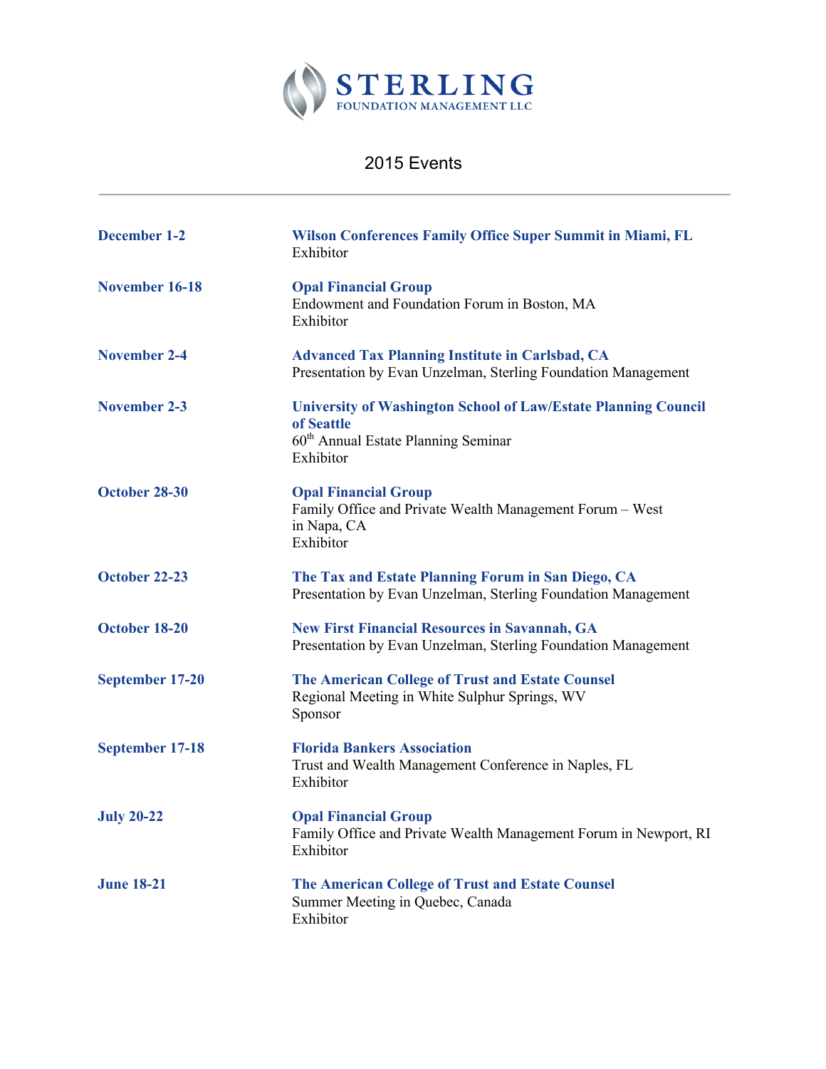# STERLING
FOUNDATION MANAGEMENT LLC

## 2015 Events

---

**December 1-2**

**Wilson Conferences Family Office Super Summit in Miami, FL**
Exhibitor

**November 16-18**

**Opal Financial Group**
Endowment and Foundation Forum in Boston, MA
Exhibitor

**November 2-4**

**Advanced Tax Planning Institute in Carlsbad, CA**
Presentation by Evan Unzelman, Sterling Foundation Management

**November 2-3**

**University of Washington School of Law/Estate Planning Council of Seattle**
60th Annual Estate Planning Seminar
Exhibitor

**October 28-30**

**Opal Financial Group**
Family Office and Private Wealth Management Forum – West in Napa, CA
Exhibitor

**October 22-23**

**The Tax and Estate Planning Forum in San Diego, CA**
Presentation by Evan Unzelman, Sterling Foundation Management

**October 18-20**

**New First Financial Resources in Savannah, GA**
Presentation by Evan Unzelman, Sterling Foundation Management

**September 17-20**

**The American College of Trust and Estate Counsel**
Regional Meeting in White Sulphur Springs, WV
Sponsor

**September 17-18**

**Florida Bankers Association**
Trust and Wealth Management Conference in Naples, FL
Exhibitor

**July 20-22**

**Opal Financial Group**
Family Office and Private Wealth Management Forum in Newport, RI
Exhibitor

**June 18-21**

**The American College of Trust and Estate Counsel**
Summer Meeting in Quebec, Canada
Exhibitor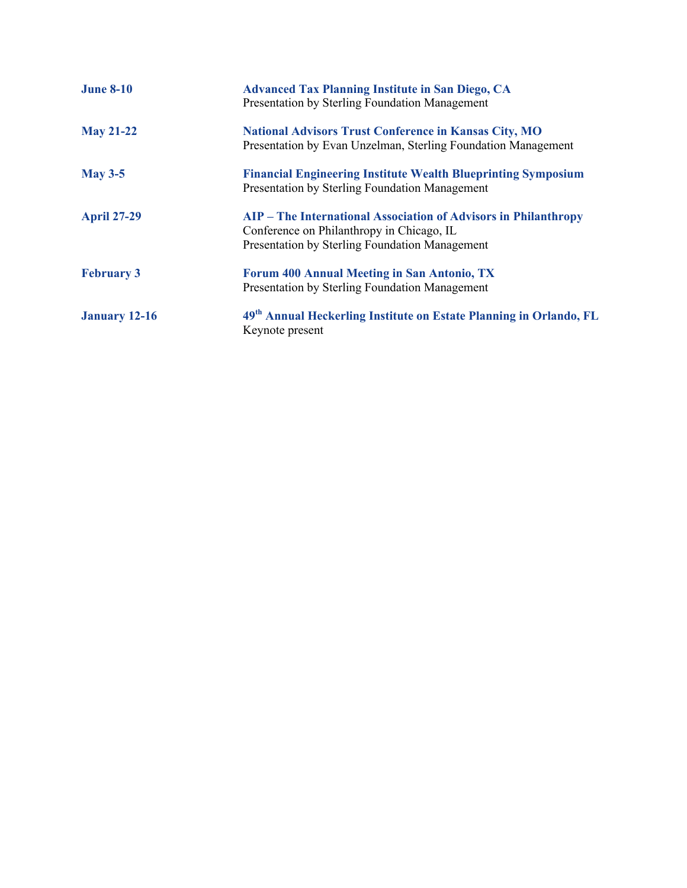**June 8-10**

**Advanced Tax Planning Institute in San Diego, CA**
Presentation by Sterling Foundation Management

**May 21-22**

**National Advisors Trust Conference in Kansas City, MO**
Presentation by Evan Unzelman, Sterling Foundation Management

**May 3-5**

**Financial Engineering Institute Wealth Blueprinting Symposium**
Presentation by Sterling Foundation Management

**April 27-29**

**AIP – The International Association of Advisors in Philanthropy**
Conference on Philanthropy in Chicago, IL
Presentation by Sterling Foundation Management

**February 3**

**Forum 400 Annual Meeting in San Antonio, TX**
Presentation by Sterling Foundation Management

**January 12-16**

**49th Annual Heckerling Institute on Estate Planning in Orlando, FL**
Keynote present